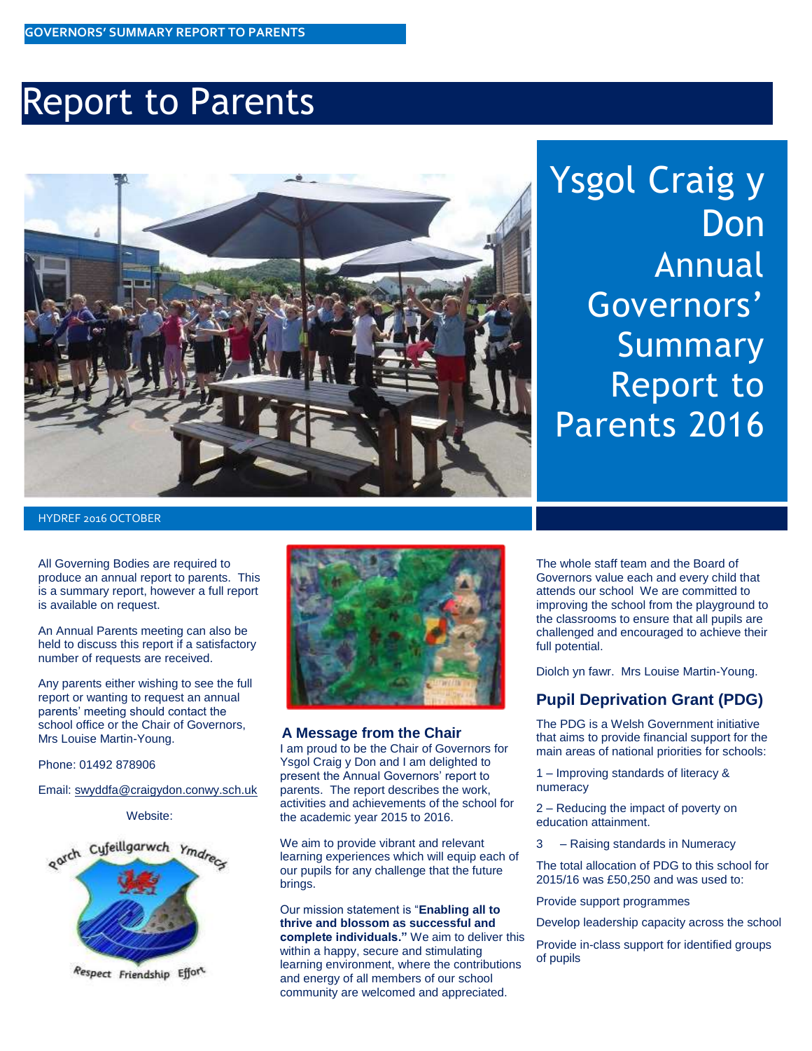GOVERNORS' SUMMARY REPORT TO PARENTS

# Report to Parents

## Ysgol Craig y Don Annual Governors' Summary Report to Parents 2016

HYDREF 2016 OCTOBER

All Governing Bodies are required to produce an annual report to parents. This is a summary report, however a full report is available on request.

An Annual Parents meeting can also be held to discuss this report if a satisfactory number of requests are received.

Any parents either wishing to see the full report or wanting to request an annual parents' meeting should contact the school office or the Chair of Governors, Mrs Louise Martin-Young.

Phone: 01492 878906

Email: swyddfa@craigydon.conwy.sch.uk

Website:

Parch Cyfeillgarwch Ymdrech

Respect Friendship Effort

### A Message from the Chair

I am proud to be the Chair of Governors for Ysgol Craig y Don and I am delighted to present the Annual Governors' report to parents. The report describes the work, activities and achievements of the school for the academic year 2015 to 2016.

We aim to provide vibrant and relevant learning experiences which will equip each of our pupils for any challenge that the future brings.

Our mission statement is "**Enabling all to thrive and blossom as successful and complete individuals."** We aim to deliver this within a happy, secure and stimulating learning environment, where the contributions and energy of all members of our school community are welcomed and appreciated.

The whole staff team and the Board of Governors value each and every child that attends our school We are committed to improving the school from the playground to the classrooms to ensure that all pupils are challenged and encouraged to achieve their full potential.

Diolch yn fawr. Mrs Louise Martin-Young.

### Pupil Deprivation Grant (PDG)

The PDG is a Welsh Government initiative that aims to provide financial support for the main areas of national priorities for schools:

1 – Improving standards of literacy & numeracy

2 – Reducing the impact of poverty on education attainment.

3 – Raising standards in Numeracy

The total allocation of PDG to this school for 2015/16 was £50,250 and was used to:

Provide support programmes

Develop leadership capacity across the school

Provide in-class support for identified groups of pupils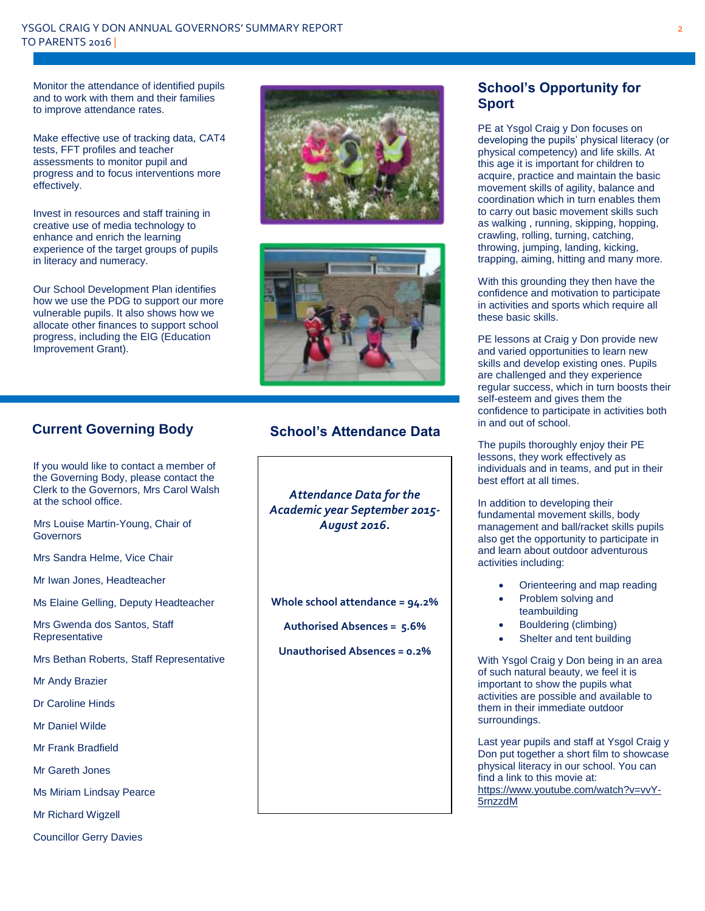Monitor the attendance of identified pupils and to work with them and their families to improve attendance rates.

Make effective use of tracking data, CAT4 tests, FFT profiles and teacher assessments to monitor pupil and progress and to focus interventions more effectively.

Invest in resources and staff training in creative use of media technology to enhance and enrich the learning experience of the target groups of pupils in literacy and numeracy.

Our School Development Plan identifies how we use the PDG to support our more vulnerable pupils. It also shows how we allocate other finances to support school progress, including the EIG (Education Improvement Grant).

## Current Governing Body

If you would like to contact a member of the Governing Body, please contact the Clerk to the Governors, Mrs Carol Walsh at the school office.

Mrs Louise Martin-Young, Chair of Governors

Mrs Sandra Helme, Vice Chair

Mr Iwan Jones, Headteacher

Ms Elaine Gelling, Deputy Headteacher

Mrs Gwenda dos Santos, Staff Representative

Mrs Bethan Roberts, Staff Representative

Mr Andy Brazier

Dr Caroline Hinds

Mr Daniel Wilde

Mr Frank Bradfield

Mr Gareth Jones

Ms Miriam Lindsay Pearce

Mr Richard Wigzell

Councillor Gerry Davies

## School's Attendance Data

***Attendance Data for the Academic year September 2015-August 2016.***

**Whole school attendance = 94.2%**

**Authorised Absences = 5.6%**

**Unauthorised Absences = 0.2%**

## School's Opportunity for Sport

PE at Ysgol Craig y Don focuses on developing the pupils' physical literacy (or physical competency) and life skills. At this age it is important for children to acquire, practice and maintain the basic movement skills of agility, balance and coordination which in turn enables them to carry out basic movement skills such as walking , running, skipping, hopping, crawling, rolling, turning, catching, throwing, jumping, landing, kicking, trapping, aiming, hitting and many more.

With this grounding they then have the confidence and motivation to participate in activities and sports which require all these basic skills.

PE lessons at Craig y Don provide new and varied opportunities to learn new skills and develop existing ones. Pupils are challenged and they experience regular success, which in turn boosts their self-esteem and gives them the confidence to participate in activities both in and out of school.

The pupils thoroughly enjoy their PE lessons, they work effectively as individuals and in teams, and put in their best effort at all times.

In addition to developing their fundamental movement skills, body management and ball/racket skills pupils also get the opportunity to participate in and learn about outdoor adventurous activities including:

- Orienteering and map reading
- Problem solving and teambuilding
- Bouldering (climbing)
- Shelter and tent building

With Ysgol Craig y Don being in an area of such natural beauty, we feel it is important to show the pupils what activities are possible and available to them in their immediate outdoor surroundings.

Last year pupils and staff at Ysgol Craig y Don put together a short film to showcase physical literacy in our school. You can find a link to this movie at: https://www.youtube.com/watch?v=vvY-5rnzzdM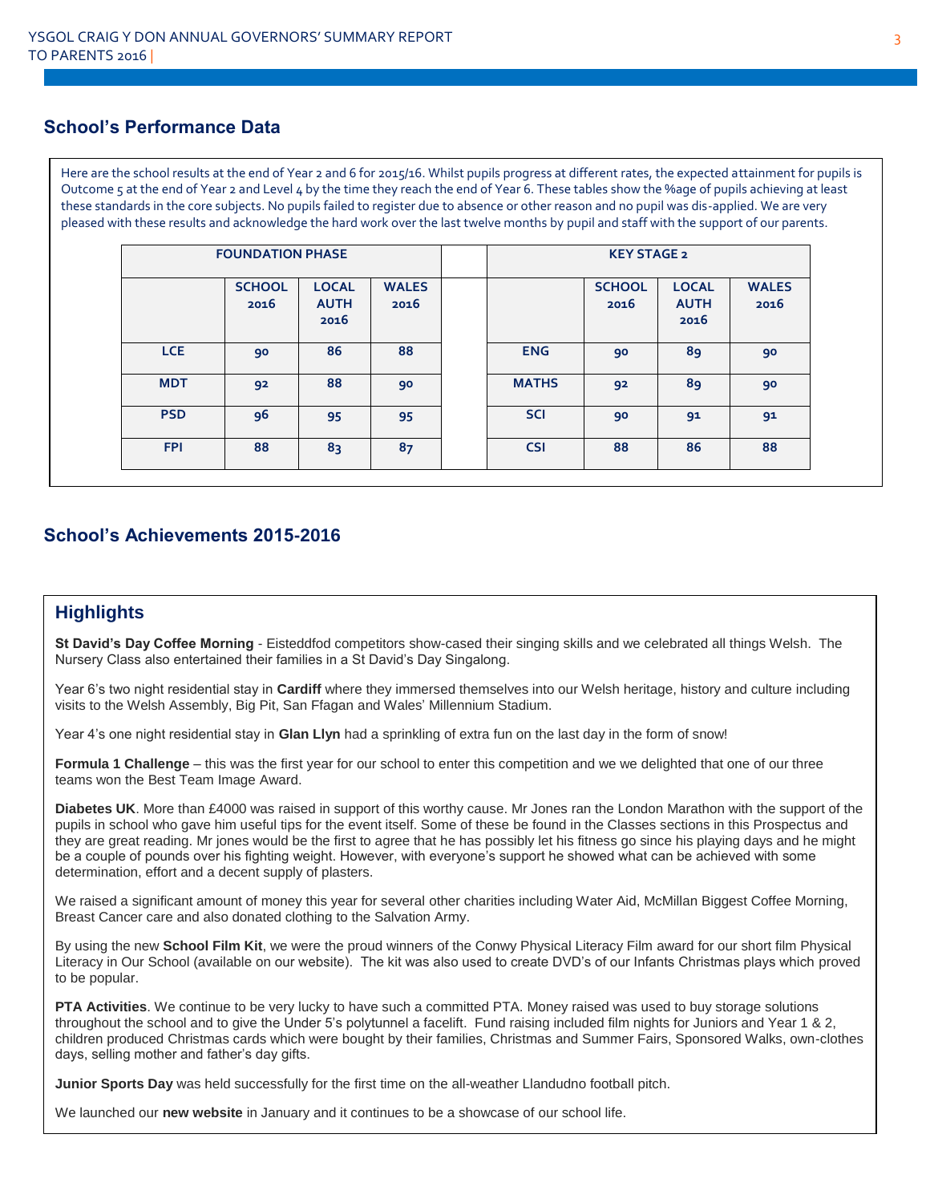## School's Performance Data

Here are the school results at the end of Year 2 and 6 for 2015/16. Whilst pupils progress at different rates, the expected attainment for pupils is Outcome 5 at the end of Year 2 and Level 4 by the time they reach the end of Year 6. These tables show the %age of pupils achieving at least these standards in the core subjects. No pupils failed to register due to absence or other reason and no pupil was dis-applied. We are very pleased with these results and acknowledge the hard work over the last twelve months by pupil and staff with the support of our parents.

| FOUNDATION PHASE | | | | | KEY STAGE 2 | | | |
|---|---|---|---|---|---|---|---|---|
| | SCHOOL 2016 | LOCAL AUTH 2016 | WALES 2016 | | | SCHOOL 2016 | LOCAL AUTH 2016 | WALES 2016 |
| LCE | 90 | 86 | 88 | | ENG | 90 | 89 | 90 |
| MDT | 92 | 88 | 90 | | MATHS | 92 | 89 | 90 |
| PSD | 96 | 95 | 95 | | SCI | 90 | 91 | 91 |
| FPI | 88 | 83 | 87 | | CSI | 88 | 86 | 88 |

## School's Achievements 2015-2016

### Highlights

**St David's Day Coffee Morning** - Eisteddfod competitors show-cased their singing skills and we celebrated all things Welsh. The Nursery Class also entertained their families in a St David's Day Singalong.

Year 6's two night residential stay in **Cardiff** where they immersed themselves into our Welsh heritage, history and culture including visits to the Welsh Assembly, Big Pit, San Ffagan and Wales' Millennium Stadium.

Year 4's one night residential stay in **Glan Llyn** had a sprinkling of extra fun on the last day in the form of snow!

**Formula 1 Challenge** – this was the first year for our school to enter this competition and we we delighted that one of our three teams won the Best Team Image Award.

**Diabetes UK**. More than £4000 was raised in support of this worthy cause. Mr Jones ran the London Marathon with the support of the pupils in school who gave him useful tips for the event itself. Some of these be found in the Classes sections in this Prospectus and they are great reading. Mr jones would be the first to agree that he has possibly let his fitness go since his playing days and he might be a couple of pounds over his fighting weight. However, with everyone's support he showed what can be achieved with some determination, effort and a decent supply of plasters.

We raised a significant amount of money this year for several other charities including Water Aid, McMillan Biggest Coffee Morning, Breast Cancer care and also donated clothing to the Salvation Army.

By using the new **School Film Kit**, we were the proud winners of the Conwy Physical Literacy Film award for our short film Physical Literacy in Our School (available on our website). The kit was also used to create DVD's of our Infants Christmas plays which proved to be popular.

**PTA Activities**. We continue to be very lucky to have such a committed PTA. Money raised was used to buy storage solutions throughout the school and to give the Under 5's polytunnel a facelift. Fund raising included film nights for Juniors and Year 1 & 2, children produced Christmas cards which were bought by their families, Christmas and Summer Fairs, Sponsored Walks, own-clothes days, selling mother and father's day gifts.

**Junior Sports Day** was held successfully for the first time on the all-weather Llandudno football pitch.

We launched our **new website** in January and it continues to be a showcase of our school life.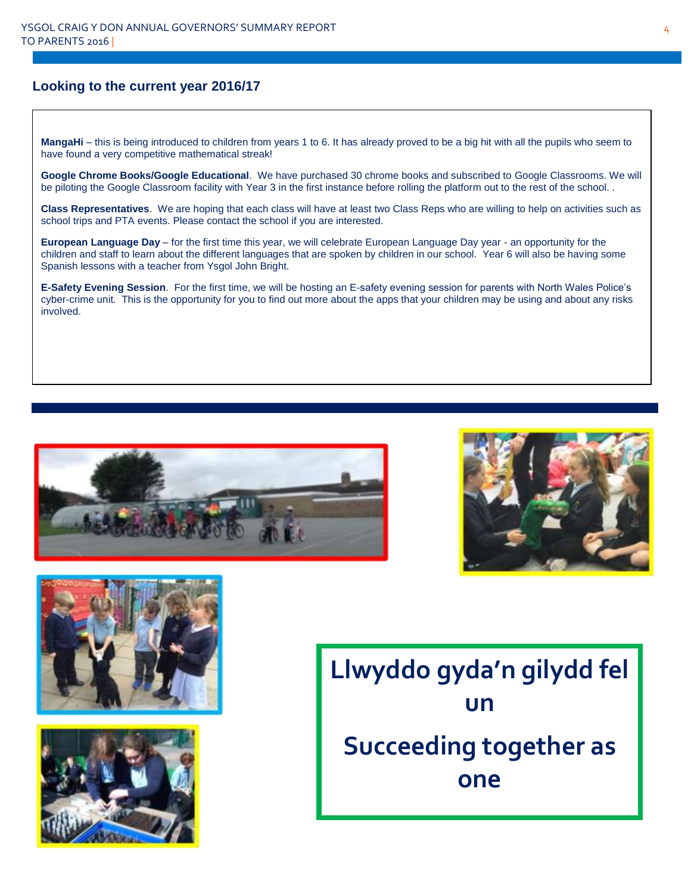## Looking to the current year 2016/17

**MangaHi** – this is being introduced to children from years 1 to 6. It has already proved to be a big hit with all the pupils who seem to have found a very competitive mathematical streak!

**Google Chrome Books/Google Educational**. We have purchased 30 chrome books and subscribed to Google Classrooms. We will be piloting the Google Classroom facility with Year 3 in the first instance before rolling the platform out to the rest of the school. .

**Class Representatives**. We are hoping that each class will have at least two Class Reps who are willing to help on activities such as school trips and PTA events. Please contact the school if you are interested.

**European Language Day** – for the first time this year, we will celebrate European Language Day year - an opportunity for the children and staff to learn about the different languages that are spoken by children in our school. Year 6 will also be having some Spanish lessons with a teacher from Ysgol John Bright.

**E-Safety Evening Session**. For the first time, we will be hosting an E-safety evening session for parents with North Wales Police's cyber-crime unit. This is the opportunity for you to find out more about the apps that your children may be using and about any risks involved.

**Llwyddo gyda'n gilydd fel un**

**Succeeding together as one**